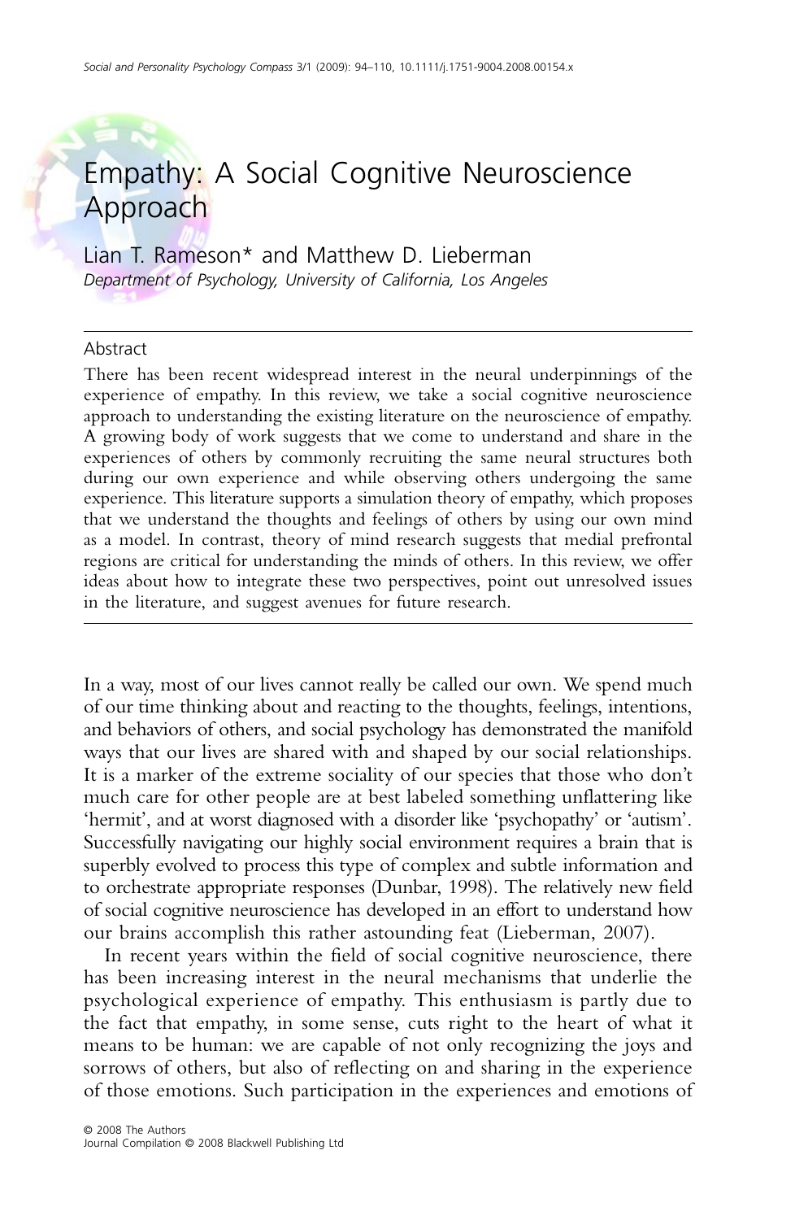# Empathy: A Social Cognitive Neuroscience Approach

Lian T. Rameson* and Matthew D. Lieberman

*Department of Psychology, University of California, Los Angeles*

## Abstract

There has been recent widespread interest in the neural underpinnings of the experience of empathy. In this review, we take a social cognitive neuroscience approach to understanding the existing literature on the neuroscience of empathy. A growing body of work suggests that we come to understand and share in the experiences of others by commonly recruiting the same neural structures both during our own experience and while observing others undergoing the same experience. This literature supports a simulation theory of empathy, which proposes that we understand the thoughts and feelings of others by using our own mind as a model. In contrast, theory of mind research suggests that medial prefrontal regions are critical for understanding the minds of others. In this review, we offer ideas about how to integrate these two perspectives, point out unresolved issues in the literature, and suggest avenues for future research.

In a way, most of our lives cannot really be called our own. We spend much of our time thinking about and reacting to the thoughts, feelings, intentions, and behaviors of others, and social psychology has demonstrated the manifold ways that our lives are shared with and shaped by our social relationships. It is a marker of the extreme sociality of our species that those who don't much care for other people are at best labeled something unflattering like 'hermit', and at worst diagnosed with a disorder like 'psychopathy' or 'autism'. Successfully navigating our highly social environment requires a brain that is superbly evolved to process this type of complex and subtle information and to orchestrate appropriate responses (Dunbar, 1998). The relatively new field of social cognitive neuroscience has developed in an effort to understand how our brains accomplish this rather astounding feat (Lieberman, 2007).

In recent years within the field of social cognitive neuroscience, there has been increasing interest in the neural mechanisms that underlie the psychological experience of empathy. This enthusiasm is partly due to the fact that empathy, in some sense, cuts right to the heart of what it means to be human: we are capable of not only recognizing the joys and sorrows of others, but also of reflecting on and sharing in the experience of those emotions. Such participation in the experiences and emotions of

© 2008 The Authors
Journal Compilation © 2008 Blackwell Publishing Ltd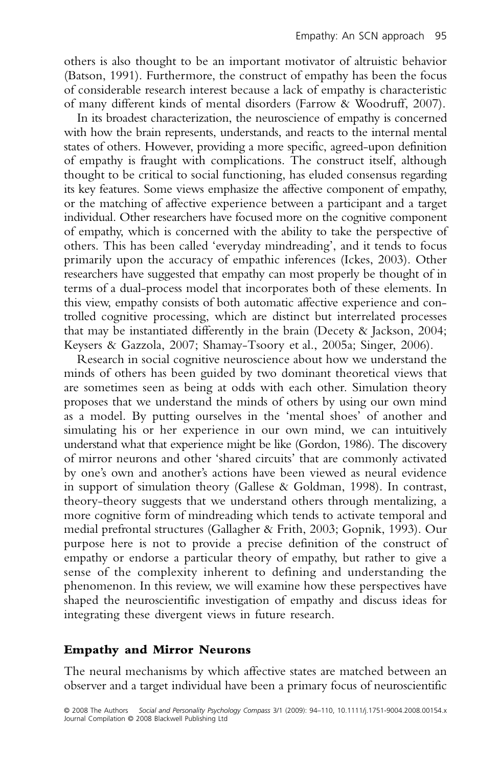others is also thought to be an important motivator of altruistic behavior (Batson, 1991). Furthermore, the construct of empathy has been the focus of considerable research interest because a lack of empathy is characteristic of many different kinds of mental disorders (Farrow & Woodruff, 2007).

In its broadest characterization, the neuroscience of empathy is concerned with how the brain represents, understands, and reacts to the internal mental states of others. However, providing a more specific, agreed-upon definition of empathy is fraught with complications. The construct itself, although thought to be critical to social functioning, has eluded consensus regarding its key features. Some views emphasize the affective component of empathy, or the matching of affective experience between a participant and a target individual. Other researchers have focused more on the cognitive component of empathy, which is concerned with the ability to take the perspective of others. This has been called 'everyday mindreading', and it tends to focus primarily upon the accuracy of empathic inferences (Ickes, 2003). Other researchers have suggested that empathy can most properly be thought of in terms of a dual-process model that incorporates both of these elements. In this view, empathy consists of both automatic affective experience and controlled cognitive processing, which are distinct but interrelated processes that may be instantiated differently in the brain (Decety & Jackson, 2004; Keysers & Gazzola, 2007; Shamay-Tsoory et al., 2005a; Singer, 2006).

Research in social cognitive neuroscience about how we understand the minds of others has been guided by two dominant theoretical views that are sometimes seen as being at odds with each other. Simulation theory proposes that we understand the minds of others by using our own mind as a model. By putting ourselves in the 'mental shoes' of another and simulating his or her experience in our own mind, we can intuitively understand what that experience might be like (Gordon, 1986). The discovery of mirror neurons and other 'shared circuits' that are commonly activated by one's own and another's actions have been viewed as neural evidence in support of simulation theory (Gallese & Goldman, 1998). In contrast, theory-theory suggests that we understand others through mentalizing, a more cognitive form of mindreading which tends to activate temporal and medial prefrontal structures (Gallagher & Frith, 2003; Gopnik, 1993). Our purpose here is not to provide a precise definition of the construct of empathy or endorse a particular theory of empathy, but rather to give a sense of the complexity inherent to defining and understanding the phenomenon. In this review, we will examine how these perspectives have shaped the neuroscientific investigation of empathy and discuss ideas for integrating these divergent views in future research.

## Empathy and Mirror Neurons

The neural mechanisms by which affective states are matched between an observer and a target individual have been a primary focus of neuroscientific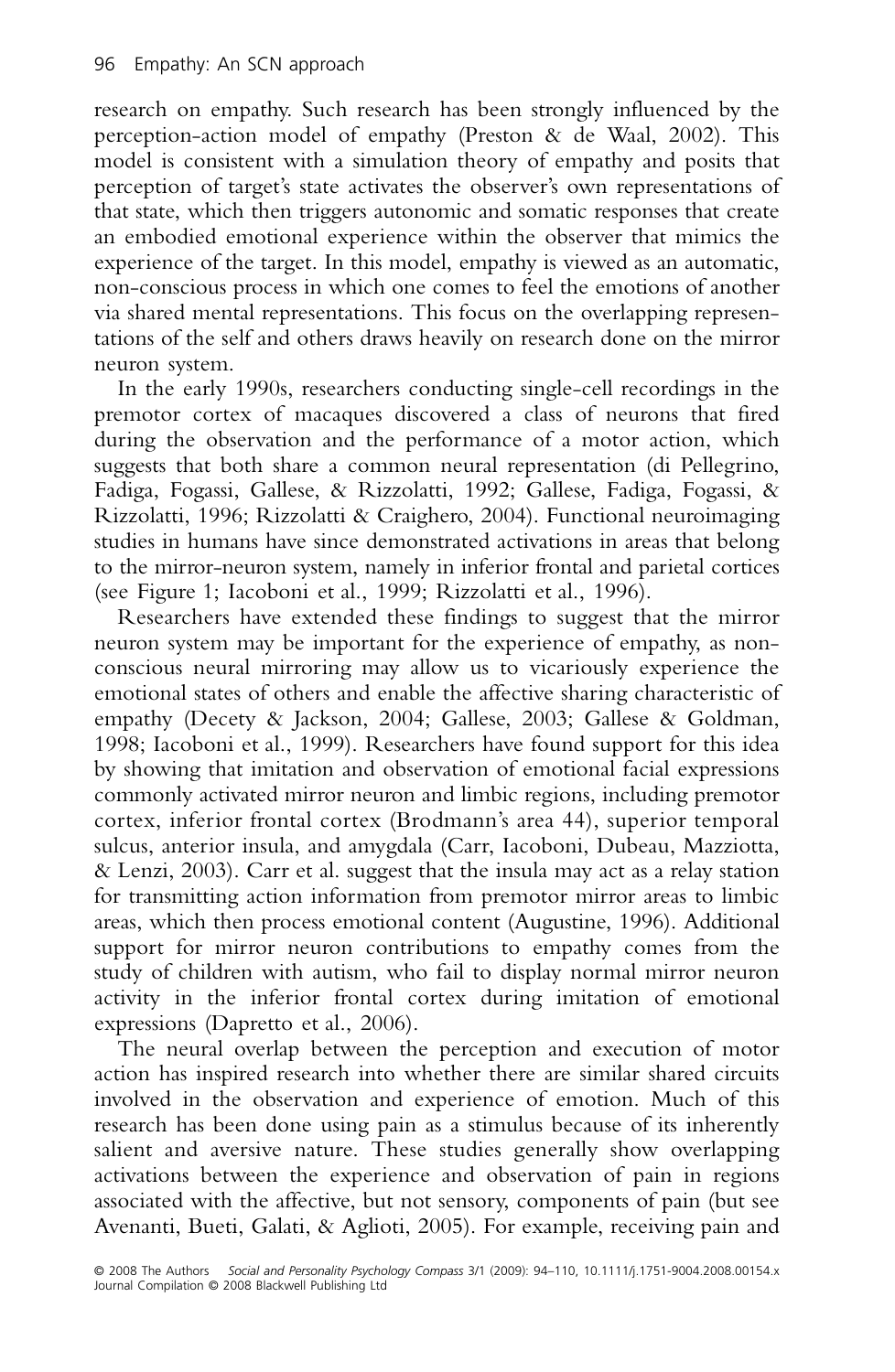research on empathy. Such research has been strongly influenced by the perception-action model of empathy (Preston & de Waal, 2002). This model is consistent with a simulation theory of empathy and posits that perception of target's state activates the observer's own representations of that state, which then triggers autonomic and somatic responses that create an embodied emotional experience within the observer that mimics the experience of the target. In this model, empathy is viewed as an automatic, non-conscious process in which one comes to feel the emotions of another via shared mental representations. This focus on the overlapping representations of the self and others draws heavily on research done on the mirror neuron system.

In the early 1990s, researchers conducting single-cell recordings in the premotor cortex of macaques discovered a class of neurons that fired during the observation and the performance of a motor action, which suggests that both share a common neural representation (di Pellegrino, Fadiga, Fogassi, Gallese, & Rizzolatti, 1992; Gallese, Fadiga, Fogassi, & Rizzolatti, 1996; Rizzolatti & Craighero, 2004). Functional neuroimaging studies in humans have since demonstrated activations in areas that belong to the mirror-neuron system, namely in inferior frontal and parietal cortices (see Figure 1; Iacoboni et al., 1999; Rizzolatti et al., 1996).

Researchers have extended these findings to suggest that the mirror neuron system may be important for the experience of empathy, as non-conscious neural mirroring may allow us to vicariously experience the emotional states of others and enable the affective sharing characteristic of empathy (Decety & Jackson, 2004; Gallese, 2003; Gallese & Goldman, 1998; Iacoboni et al., 1999). Researchers have found support for this idea by showing that imitation and observation of emotional facial expressions commonly activated mirror neuron and limbic regions, including premotor cortex, inferior frontal cortex (Brodmann's area 44), superior temporal sulcus, anterior insula, and amygdala (Carr, Iacoboni, Dubeau, Mazziotta, & Lenzi, 2003). Carr et al. suggest that the insula may act as a relay station for transmitting action information from premotor mirror areas to limbic areas, which then process emotional content (Augustine, 1996). Additional support for mirror neuron contributions to empathy comes from the study of children with autism, who fail to display normal mirror neuron activity in the inferior frontal cortex during imitation of emotional expressions (Dapretto et al., 2006).

The neural overlap between the perception and execution of motor action has inspired research into whether there are similar shared circuits involved in the observation and experience of emotion. Much of this research has been done using pain as a stimulus because of its inherently salient and aversive nature. These studies generally show overlapping activations between the experience and observation of pain in regions associated with the affective, but not sensory, components of pain (but see Avenanti, Bueti, Galati, & Aglioti, 2005). For example, receiving pain and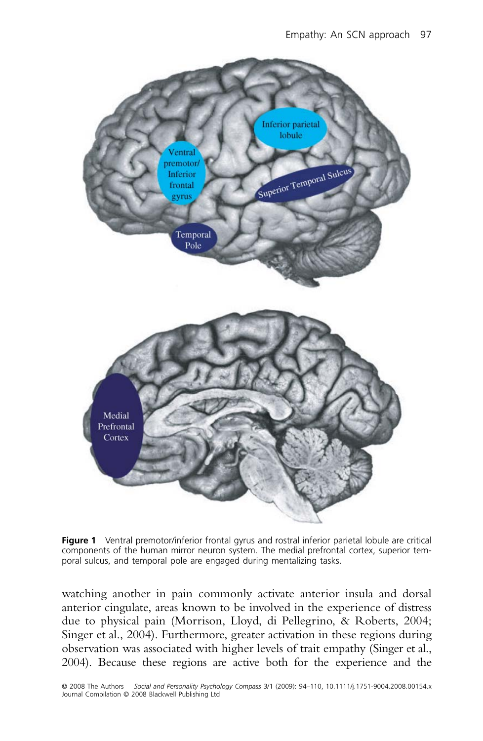Ventral premotor/ Inferior frontal gyrus

Inferior parietal lobule

Superior Temporal Sulcus

Temporal Pole

Medial Prefrontal Cortex

**Figure 1** Ventral premotor/inferior frontal gyrus and rostral inferior parietal lobule are critical components of the human mirror neuron system. The medial prefrontal cortex, superior temporal sulcus, and temporal pole are engaged during mentalizing tasks.

watching another in pain commonly activate anterior insula and dorsal anterior cingulate, areas known to be involved in the experience of distress due to physical pain (Morrison, Lloyd, di Pellegrino, & Roberts, 2004; Singer et al., 2004). Furthermore, greater activation in these regions during observation was associated with higher levels of trait empathy (Singer et al., 2004). Because these regions are active both for the experience and the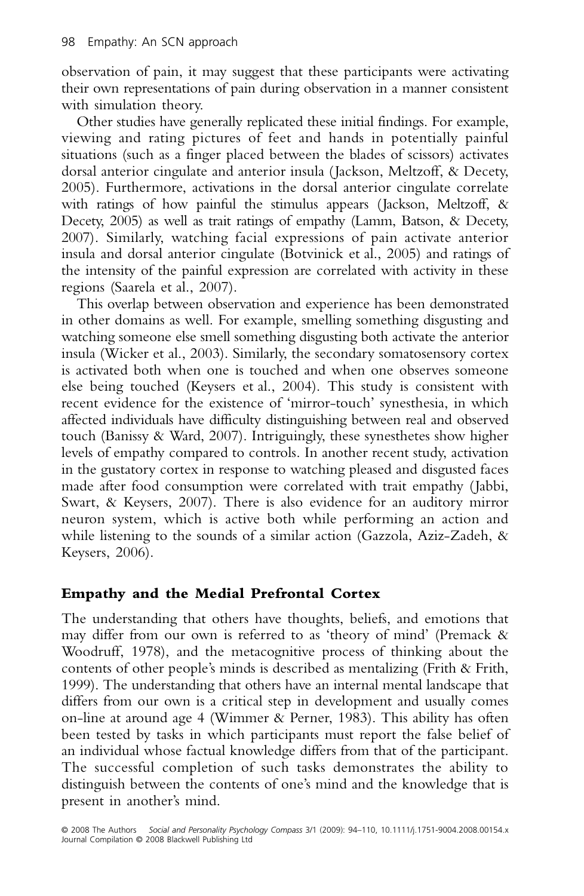observation of pain, it may suggest that these participants were activating their own representations of pain during observation in a manner consistent with simulation theory.

Other studies have generally replicated these initial findings. For example, viewing and rating pictures of feet and hands in potentially painful situations (such as a finger placed between the blades of scissors) activates dorsal anterior cingulate and anterior insula (Jackson, Meltzoff, & Decety, 2005). Furthermore, activations in the dorsal anterior cingulate correlate with ratings of how painful the stimulus appears (Jackson, Meltzoff, & Decety, 2005) as well as trait ratings of empathy (Lamm, Batson, & Decety, 2007). Similarly, watching facial expressions of pain activate anterior insula and dorsal anterior cingulate (Botvinick et al., 2005) and ratings of the intensity of the painful expression are correlated with activity in these regions (Saarela et al., 2007).

This overlap between observation and experience has been demonstrated in other domains as well. For example, smelling something disgusting and watching someone else smell something disgusting both activate the anterior insula (Wicker et al., 2003). Similarly, the secondary somatosensory cortex is activated both when one is touched and when one observes someone else being touched (Keysers et al., 2004). This study is consistent with recent evidence for the existence of 'mirror-touch' synesthesia, in which affected individuals have difficulty distinguishing between real and observed touch (Banissy & Ward, 2007). Intriguingly, these synesthetes show higher levels of empathy compared to controls. In another recent study, activation in the gustatory cortex in response to watching pleased and disgusted faces made after food consumption were correlated with trait empathy (Jabbi, Swart, & Keysers, 2007). There is also evidence for an auditory mirror neuron system, which is active both while performing an action and while listening to the sounds of a similar action (Gazzola, Aziz-Zadeh, & Keysers, 2006).

## Empathy and the Medial Prefrontal Cortex

The understanding that others have thoughts, beliefs, and emotions that may differ from our own is referred to as 'theory of mind' (Premack & Woodruff, 1978), and the metacognitive process of thinking about the contents of other people's minds is described as mentalizing (Frith & Frith, 1999). The understanding that others have an internal mental landscape that differs from our own is a critical step in development and usually comes on-line at around age 4 (Wimmer & Perner, 1983). This ability has often been tested by tasks in which participants must report the false belief of an individual whose factual knowledge differs from that of the participant. The successful completion of such tasks demonstrates the ability to distinguish between the contents of one's mind and the knowledge that is present in another's mind.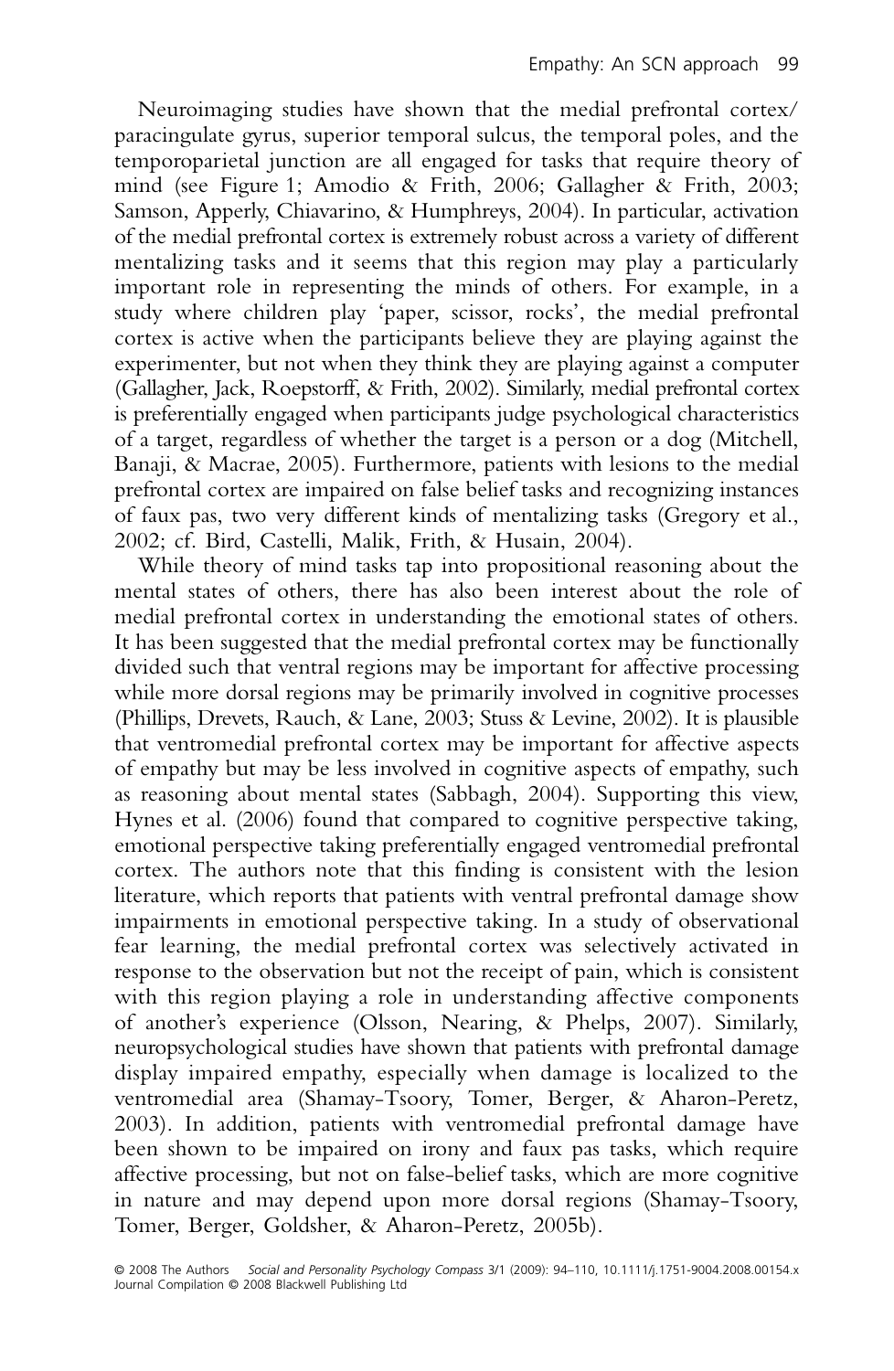Neuroimaging studies have shown that the medial prefrontal cortex/ paracingulate gyrus, superior temporal sulcus, the temporal poles, and the temporoparietal junction are all engaged for tasks that require theory of mind (see Figure 1; Amodio & Frith, 2006; Gallagher & Frith, 2003; Samson, Apperly, Chiavarino, & Humphreys, 2004). In particular, activation of the medial prefrontal cortex is extremely robust across a variety of different mentalizing tasks and it seems that this region may play a particularly important role in representing the minds of others. For example, in a study where children play 'paper, scissor, rocks', the medial prefrontal cortex is active when the participants believe they are playing against the experimenter, but not when they think they are playing against a computer (Gallagher, Jack, Roepstorff, & Frith, 2002). Similarly, medial prefrontal cortex is preferentially engaged when participants judge psychological characteristics of a target, regardless of whether the target is a person or a dog (Mitchell, Banaji, & Macrae, 2005). Furthermore, patients with lesions to the medial prefrontal cortex are impaired on false belief tasks and recognizing instances of faux pas, two very different kinds of mentalizing tasks (Gregory et al., 2002; cf. Bird, Castelli, Malik, Frith, & Husain, 2004).

While theory of mind tasks tap into propositional reasoning about the mental states of others, there has also been interest about the role of medial prefrontal cortex in understanding the emotional states of others. It has been suggested that the medial prefrontal cortex may be functionally divided such that ventral regions may be important for affective processing while more dorsal regions may be primarily involved in cognitive processes (Phillips, Drevets, Rauch, & Lane, 2003; Stuss & Levine, 2002). It is plausible that ventromedial prefrontal cortex may be important for affective aspects of empathy but may be less involved in cognitive aspects of empathy, such as reasoning about mental states (Sabbagh, 2004). Supporting this view, Hynes et al. (2006) found that compared to cognitive perspective taking, emotional perspective taking preferentially engaged ventromedial prefrontal cortex. The authors note that this finding is consistent with the lesion literature, which reports that patients with ventral prefrontal damage show impairments in emotional perspective taking. In a study of observational fear learning, the medial prefrontal cortex was selectively activated in response to the observation but not the receipt of pain, which is consistent with this region playing a role in understanding affective components of another's experience (Olsson, Nearing, & Phelps, 2007). Similarly, neuropsychological studies have shown that patients with prefrontal damage display impaired empathy, especially when damage is localized to the ventromedial area (Shamay-Tsoory, Tomer, Berger, & Aharon-Peretz, 2003). In addition, patients with ventromedial prefrontal damage have been shown to be impaired on irony and faux pas tasks, which require affective processing, but not on false-belief tasks, which are more cognitive in nature and may depend upon more dorsal regions (Shamay-Tsoory, Tomer, Berger, Goldsher, & Aharon-Peretz, 2005b).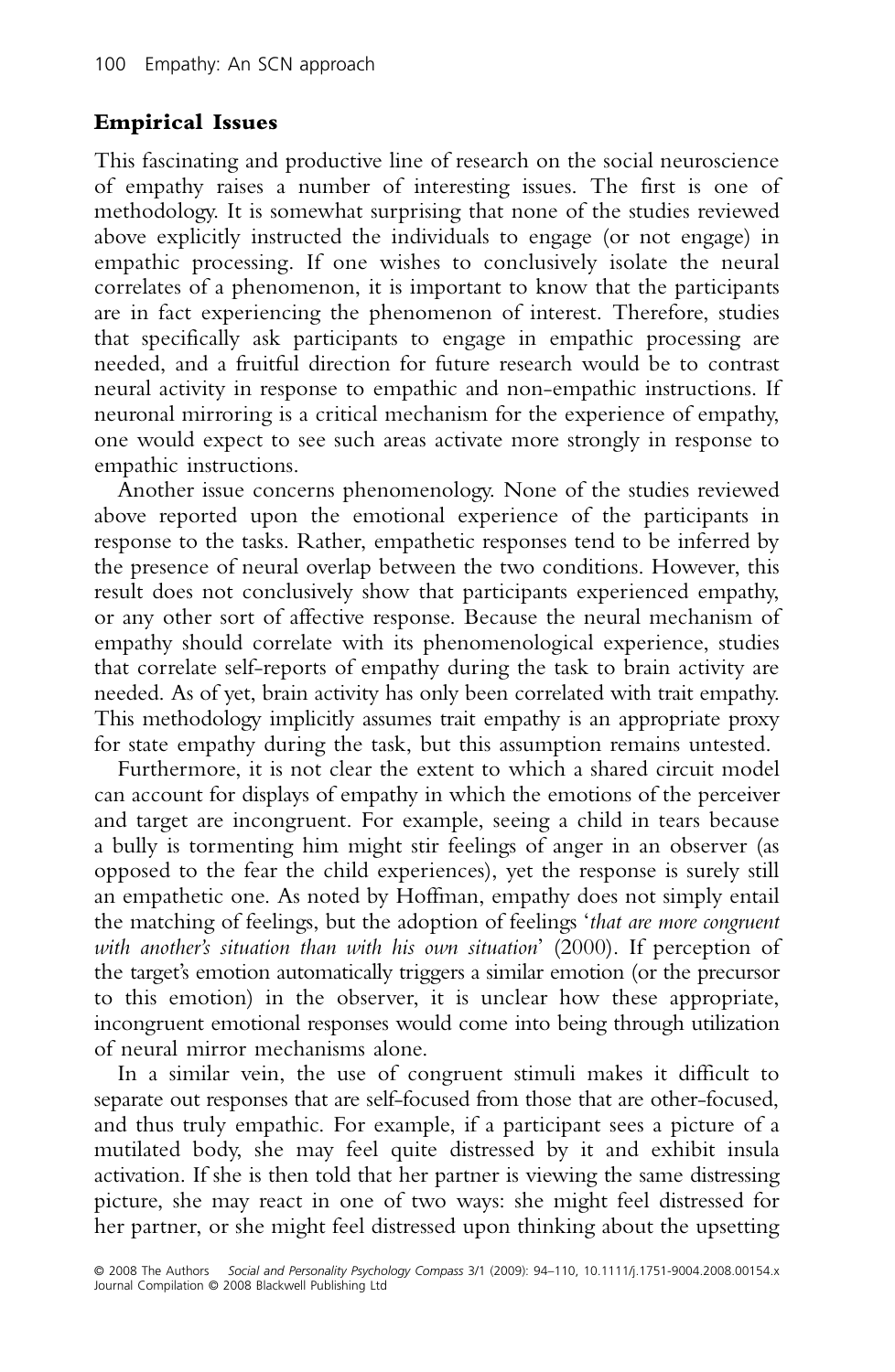## Empirical Issues

This fascinating and productive line of research on the social neuroscience of empathy raises a number of interesting issues. The first is one of methodology. It is somewhat surprising that none of the studies reviewed above explicitly instructed the individuals to engage (or not engage) in empathic processing. If one wishes to conclusively isolate the neural correlates of a phenomenon, it is important to know that the participants are in fact experiencing the phenomenon of interest. Therefore, studies that specifically ask participants to engage in empathic processing are needed, and a fruitful direction for future research would be to contrast neural activity in response to empathic and non-empathic instructions. If neuronal mirroring is a critical mechanism for the experience of empathy, one would expect to see such areas activate more strongly in response to empathic instructions.

Another issue concerns phenomenology. None of the studies reviewed above reported upon the emotional experience of the participants in response to the tasks. Rather, empathetic responses tend to be inferred by the presence of neural overlap between the two conditions. However, this result does not conclusively show that participants experienced empathy, or any other sort of affective response. Because the neural mechanism of empathy should correlate with its phenomenological experience, studies that correlate self-reports of empathy during the task to brain activity are needed. As of yet, brain activity has only been correlated with trait empathy. This methodology implicitly assumes trait empathy is an appropriate proxy for state empathy during the task, but this assumption remains untested.

Furthermore, it is not clear the extent to which a shared circuit model can account for displays of empathy in which the emotions of the perceiver and target are incongruent. For example, seeing a child in tears because a bully is tormenting him might stir feelings of anger in an observer (as opposed to the fear the child experiences), yet the response is surely still an empathetic one. As noted by Hoffman, empathy does not simply entail the matching of feelings, but the adoption of feelings '*that are more congruent with another's situation than with his own situation*' (2000). If perception of the target's emotion automatically triggers a similar emotion (or the precursor to this emotion) in the observer, it is unclear how these appropriate, incongruent emotional responses would come into being through utilization of neural mirror mechanisms alone.

In a similar vein, the use of congruent stimuli makes it difficult to separate out responses that are self-focused from those that are other-focused, and thus truly empathic. For example, if a participant sees a picture of a mutilated body, she may feel quite distressed by it and exhibit insula activation. If she is then told that her partner is viewing the same distressing picture, she may react in one of two ways: she might feel distressed for her partner, or she might feel distressed upon thinking about the upsetting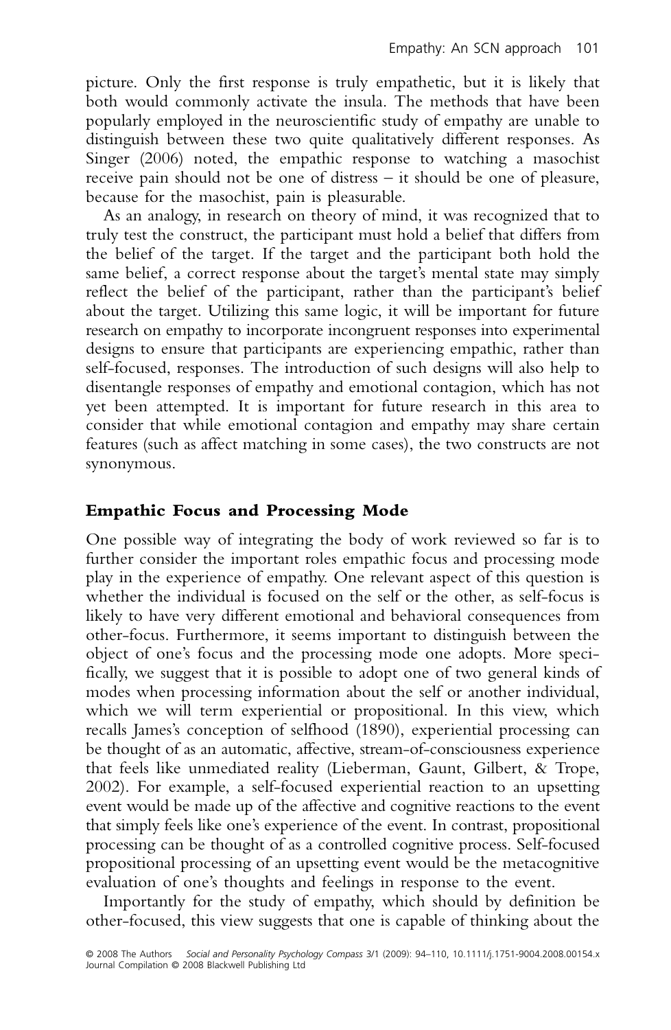picture. Only the first response is truly empathetic, but it is likely that both would commonly activate the insula. The methods that have been popularly employed in the neuroscientific study of empathy are unable to distinguish between these two quite qualitatively different responses. As Singer (2006) noted, the empathic response to watching a masochist receive pain should not be one of distress – it should be one of pleasure, because for the masochist, pain is pleasurable.

As an analogy, in research on theory of mind, it was recognized that to truly test the construct, the participant must hold a belief that differs from the belief of the target. If the target and the participant both hold the same belief, a correct response about the target's mental state may simply reflect the belief of the participant, rather than the participant's belief about the target. Utilizing this same logic, it will be important for future research on empathy to incorporate incongruent responses into experimental designs to ensure that participants are experiencing empathic, rather than self-focused, responses. The introduction of such designs will also help to disentangle responses of empathy and emotional contagion, which has not yet been attempted. It is important for future research in this area to consider that while emotional contagion and empathy may share certain features (such as affect matching in some cases), the two constructs are not synonymous.

## Empathic Focus and Processing Mode

One possible way of integrating the body of work reviewed so far is to further consider the important roles empathic focus and processing mode play in the experience of empathy. One relevant aspect of this question is whether the individual is focused on the self or the other, as self-focus is likely to have very different emotional and behavioral consequences from other-focus. Furthermore, it seems important to distinguish between the object of one's focus and the processing mode one adopts. More specifically, we suggest that it is possible to adopt one of two general kinds of modes when processing information about the self or another individual, which we will term experiential or propositional. In this view, which recalls James's conception of selfhood (1890), experiential processing can be thought of as an automatic, affective, stream-of-consciousness experience that feels like unmediated reality (Lieberman, Gaunt, Gilbert, & Trope, 2002). For example, a self-focused experiential reaction to an upsetting event would be made up of the affective and cognitive reactions to the event that simply feels like one's experience of the event. In contrast, propositional processing can be thought of as a controlled cognitive process. Self-focused propositional processing of an upsetting event would be the metacognitive evaluation of one's thoughts and feelings in response to the event.

Importantly for the study of empathy, which should by definition be other-focused, this view suggests that one is capable of thinking about the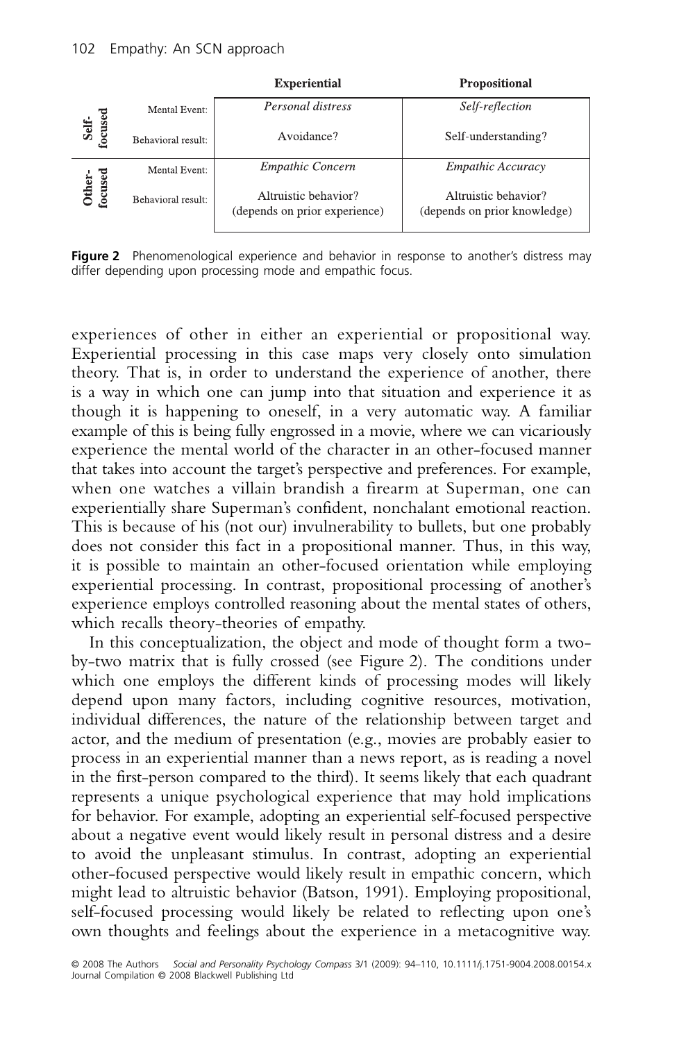| | | Experiential | Propositional |
|---|---|---|---|
| Self-focused | Mental Event: | *Personal distress* | *Self-reflection* |
| | Behavioral result: | Avoidance? | Self-understanding? |
| Other-focused | Mental Event: | *Empathic Concern* | *Empathic Accuracy* |
| | Behavioral result: | Altruistic behavior? (depends on prior experience) | Altruistic behavior? (depends on prior knowledge) |

**Figure 2** Phenomenological experience and behavior in response to another's distress may differ depending upon processing mode and empathic focus.

experiences of other in either an experiential or propositional way. Experiential processing in this case maps very closely onto simulation theory. That is, in order to understand the experience of another, there is a way in which one can jump into that situation and experience it as though it is happening to oneself, in a very automatic way. A familiar example of this is being fully engrossed in a movie, where we can vicariously experience the mental world of the character in an other-focused manner that takes into account the target's perspective and preferences. For example, when one watches a villain brandish a firearm at Superman, one can experientially share Superman's confident, nonchalant emotional reaction. This is because of his (not our) invulnerability to bullets, but one probably does not consider this fact in a propositional manner. Thus, in this way, it is possible to maintain an other-focused orientation while employing experiential processing. In contrast, propositional processing of another's experience employs controlled reasoning about the mental states of others, which recalls theory-theories of empathy.

In this conceptualization, the object and mode of thought form a two-by-two matrix that is fully crossed (see Figure 2). The conditions under which one employs the different kinds of processing modes will likely depend upon many factors, including cognitive resources, motivation, individual differences, the nature of the relationship between target and actor, and the medium of presentation (e.g., movies are probably easier to process in an experiential manner than a news report, as is reading a novel in the first-person compared to the third). It seems likely that each quadrant represents a unique psychological experience that may hold implications for behavior. For example, adopting an experiential self-focused perspective about a negative event would likely result in personal distress and a desire to avoid the unpleasant stimulus. In contrast, adopting an experiential other-focused perspective would likely result in empathic concern, which might lead to altruistic behavior (Batson, 1991). Employing propositional, self-focused processing would likely be related to reflecting upon one's own thoughts and feelings about the experience in a metacognitive way.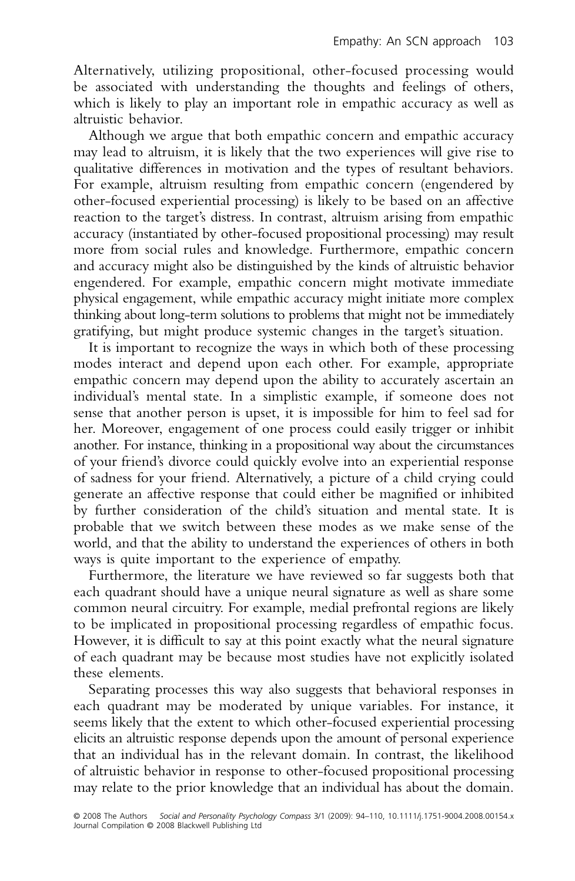Alternatively, utilizing propositional, other-focused processing would be associated with understanding the thoughts and feelings of others, which is likely to play an important role in empathic accuracy as well as altruistic behavior.

Although we argue that both empathic concern and empathic accuracy may lead to altruism, it is likely that the two experiences will give rise to qualitative differences in motivation and the types of resultant behaviors. For example, altruism resulting from empathic concern (engendered by other-focused experiential processing) is likely to be based on an affective reaction to the target's distress. In contrast, altruism arising from empathic accuracy (instantiated by other-focused propositional processing) may result more from social rules and knowledge. Furthermore, empathic concern and accuracy might also be distinguished by the kinds of altruistic behavior engendered. For example, empathic concern might motivate immediate physical engagement, while empathic accuracy might initiate more complex thinking about long-term solutions to problems that might not be immediately gratifying, but might produce systemic changes in the target's situation.

It is important to recognize the ways in which both of these processing modes interact and depend upon each other. For example, appropriate empathic concern may depend upon the ability to accurately ascertain an individual's mental state. In a simplistic example, if someone does not sense that another person is upset, it is impossible for him to feel sad for her. Moreover, engagement of one process could easily trigger or inhibit another. For instance, thinking in a propositional way about the circumstances of your friend's divorce could quickly evolve into an experiential response of sadness for your friend. Alternatively, a picture of a child crying could generate an affective response that could either be magnified or inhibited by further consideration of the child's situation and mental state. It is probable that we switch between these modes as we make sense of the world, and that the ability to understand the experiences of others in both ways is quite important to the experience of empathy.

Furthermore, the literature we have reviewed so far suggests both that each quadrant should have a unique neural signature as well as share some common neural circuitry. For example, medial prefrontal regions are likely to be implicated in propositional processing regardless of empathic focus. However, it is difficult to say at this point exactly what the neural signature of each quadrant may be because most studies have not explicitly isolated these elements.

Separating processes this way also suggests that behavioral responses in each quadrant may be moderated by unique variables. For instance, it seems likely that the extent to which other-focused experiential processing elicits an altruistic response depends upon the amount of personal experience that an individual has in the relevant domain. In contrast, the likelihood of altruistic behavior in response to other-focused propositional processing may relate to the prior knowledge that an individual has about the domain.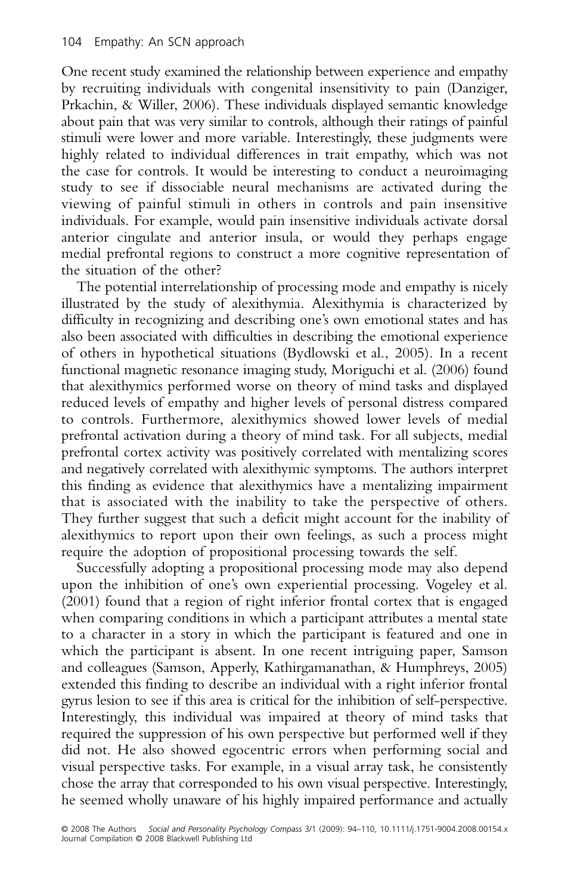One recent study examined the relationship between experience and empathy by recruiting individuals with congenital insensitivity to pain (Danziger, Prkachin, & Willer, 2006). These individuals displayed semantic knowledge about pain that was very similar to controls, although their ratings of painful stimuli were lower and more variable. Interestingly, these judgments were highly related to individual differences in trait empathy, which was not the case for controls. It would be interesting to conduct a neuroimaging study to see if dissociable neural mechanisms are activated during the viewing of painful stimuli in others in controls and pain insensitive individuals. For example, would pain insensitive individuals activate dorsal anterior cingulate and anterior insula, or would they perhaps engage medial prefrontal regions to construct a more cognitive representation of the situation of the other?

The potential interrelationship of processing mode and empathy is nicely illustrated by the study of alexithymia. Alexithymia is characterized by difficulty in recognizing and describing one's own emotional states and has also been associated with difficulties in describing the emotional experience of others in hypothetical situations (Bydlowski et al., 2005). In a recent functional magnetic resonance imaging study, Moriguchi et al. (2006) found that alexithymics performed worse on theory of mind tasks and displayed reduced levels of empathy and higher levels of personal distress compared to controls. Furthermore, alexithymics showed lower levels of medial prefrontal activation during a theory of mind task. For all subjects, medial prefrontal cortex activity was positively correlated with mentalizing scores and negatively correlated with alexithymic symptoms. The authors interpret this finding as evidence that alexithymics have a mentalizing impairment that is associated with the inability to take the perspective of others. They further suggest that such a deficit might account for the inability of alexithymics to report upon their own feelings, as such a process might require the adoption of propositional processing towards the self.

Successfully adopting a propositional processing mode may also depend upon the inhibition of one's own experiential processing. Vogeley et al. (2001) found that a region of right inferior frontal cortex that is engaged when comparing conditions in which a participant attributes a mental state to a character in a story in which the participant is featured and one in which the participant is absent. In one recent intriguing paper, Samson and colleagues (Samson, Apperly, Kathirgamanathan, & Humphreys, 2005) extended this finding to describe an individual with a right inferior frontal gyrus lesion to see if this area is critical for the inhibition of self-perspective. Interestingly, this individual was impaired at theory of mind tasks that required the suppression of his own perspective but performed well if they did not. He also showed egocentric errors when performing social and visual perspective tasks. For example, in a visual array task, he consistently chose the array that corresponded to his own visual perspective. Interestingly, he seemed wholly unaware of his highly impaired performance and actually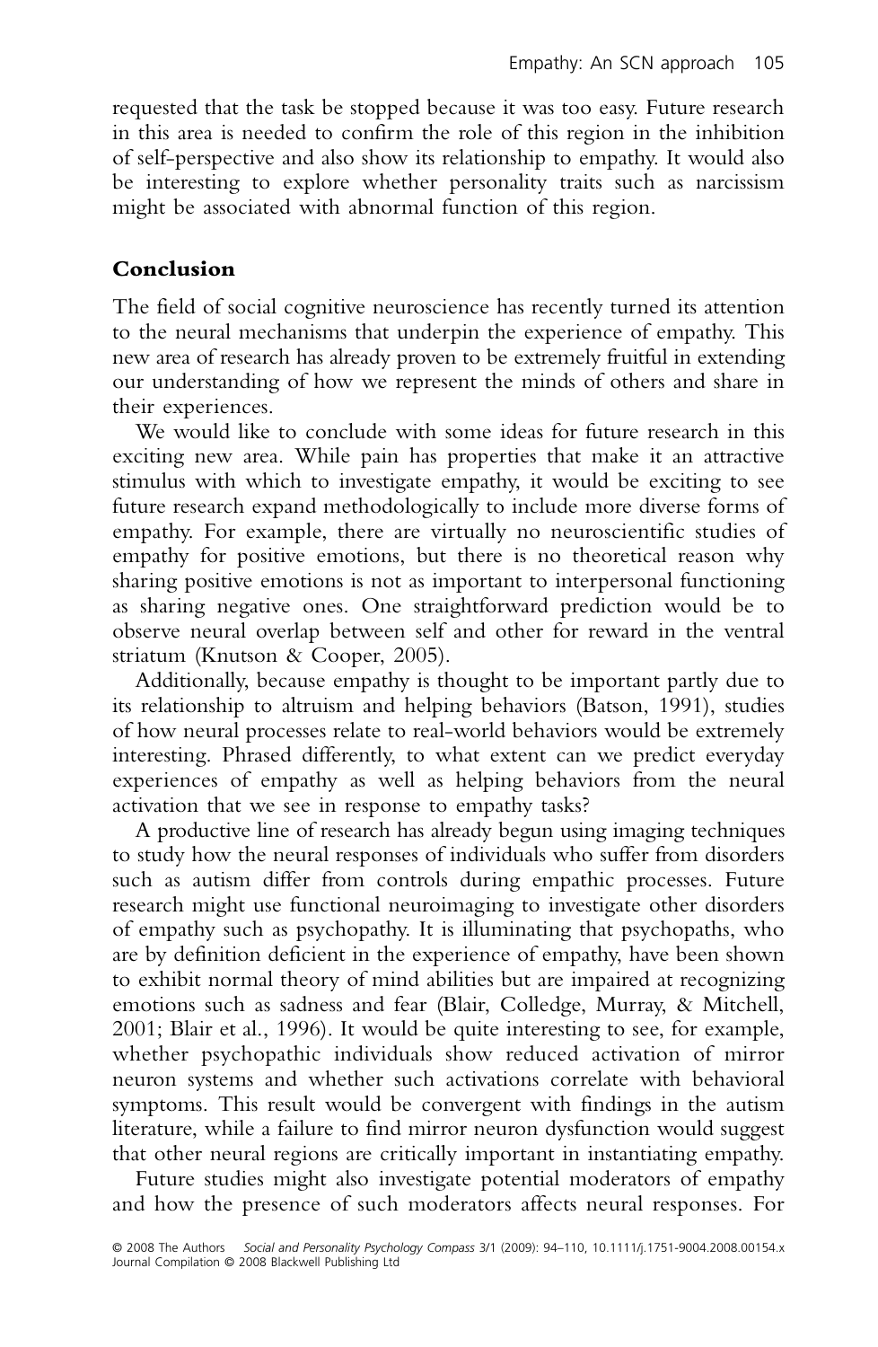requested that the task be stopped because it was too easy. Future research in this area is needed to confirm the role of this region in the inhibition of self-perspective and also show its relationship to empathy. It would also be interesting to explore whether personality traits such as narcissism might be associated with abnormal function of this region.

## Conclusion

The field of social cognitive neuroscience has recently turned its attention to the neural mechanisms that underpin the experience of empathy. This new area of research has already proven to be extremely fruitful in extending our understanding of how we represent the minds of others and share in their experiences.

We would like to conclude with some ideas for future research in this exciting new area. While pain has properties that make it an attractive stimulus with which to investigate empathy, it would be exciting to see future research expand methodologically to include more diverse forms of empathy. For example, there are virtually no neuroscientific studies of empathy for positive emotions, but there is no theoretical reason why sharing positive emotions is not as important to interpersonal functioning as sharing negative ones. One straightforward prediction would be to observe neural overlap between self and other for reward in the ventral striatum (Knutson & Cooper, 2005).

Additionally, because empathy is thought to be important partly due to its relationship to altruism and helping behaviors (Batson, 1991), studies of how neural processes relate to real-world behaviors would be extremely interesting. Phrased differently, to what extent can we predict everyday experiences of empathy as well as helping behaviors from the neural activation that we see in response to empathy tasks?

A productive line of research has already begun using imaging techniques to study how the neural responses of individuals who suffer from disorders such as autism differ from controls during empathic processes. Future research might use functional neuroimaging to investigate other disorders of empathy such as psychopathy. It is illuminating that psychopaths, who are by definition deficient in the experience of empathy, have been shown to exhibit normal theory of mind abilities but are impaired at recognizing emotions such as sadness and fear (Blair, Colledge, Murray, & Mitchell, 2001; Blair et al., 1996). It would be quite interesting to see, for example, whether psychopathic individuals show reduced activation of mirror neuron systems and whether such activations correlate with behavioral symptoms. This result would be convergent with findings in the autism literature, while a failure to find mirror neuron dysfunction would suggest that other neural regions are critically important in instantiating empathy.

Future studies might also investigate potential moderators of empathy and how the presence of such moderators affects neural responses. For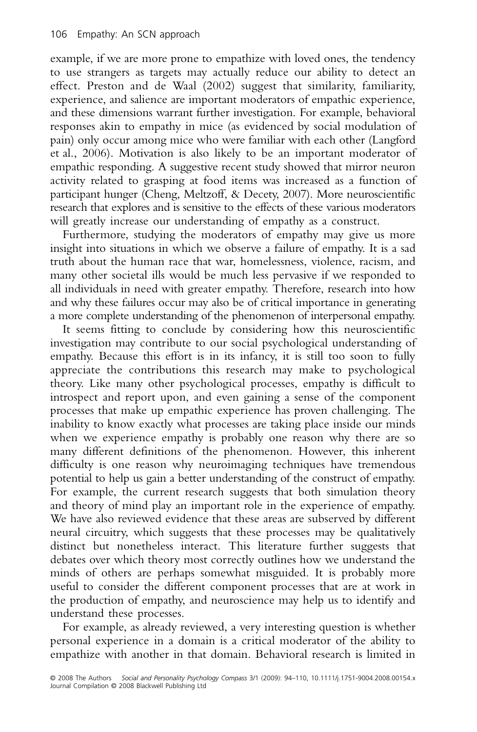example, if we are more prone to empathize with loved ones, the tendency to use strangers as targets may actually reduce our ability to detect an effect. Preston and de Waal (2002) suggest that similarity, familiarity, experience, and salience are important moderators of empathic experience, and these dimensions warrant further investigation. For example, behavioral responses akin to empathy in mice (as evidenced by social modulation of pain) only occur among mice who were familiar with each other (Langford et al., 2006). Motivation is also likely to be an important moderator of empathic responding. A suggestive recent study showed that mirror neuron activity related to grasping at food items was increased as a function of participant hunger (Cheng, Meltzoff, & Decety, 2007). More neuroscientific research that explores and is sensitive to the effects of these various moderators will greatly increase our understanding of empathy as a construct.

Furthermore, studying the moderators of empathy may give us more insight into situations in which we observe a failure of empathy. It is a sad truth about the human race that war, homelessness, violence, racism, and many other societal ills would be much less pervasive if we responded to all individuals in need with greater empathy. Therefore, research into how and why these failures occur may also be of critical importance in generating a more complete understanding of the phenomenon of interpersonal empathy.

It seems fitting to conclude by considering how this neuroscientific investigation may contribute to our social psychological understanding of empathy. Because this effort is in its infancy, it is still too soon to fully appreciate the contributions this research may make to psychological theory. Like many other psychological processes, empathy is difficult to introspect and report upon, and even gaining a sense of the component processes that make up empathic experience has proven challenging. The inability to know exactly what processes are taking place inside our minds when we experience empathy is probably one reason why there are so many different definitions of the phenomenon. However, this inherent difficulty is one reason why neuroimaging techniques have tremendous potential to help us gain a better understanding of the construct of empathy. For example, the current research suggests that both simulation theory and theory of mind play an important role in the experience of empathy. We have also reviewed evidence that these areas are subserved by different neural circuitry, which suggests that these processes may be qualitatively distinct but nonetheless interact. This literature further suggests that debates over which theory most correctly outlines how we understand the minds of others are perhaps somewhat misguided. It is probably more useful to consider the different component processes that are at work in the production of empathy, and neuroscience may help us to identify and understand these processes.

For example, as already reviewed, a very interesting question is whether personal experience in a domain is a critical moderator of the ability to empathize with another in that domain. Behavioral research is limited in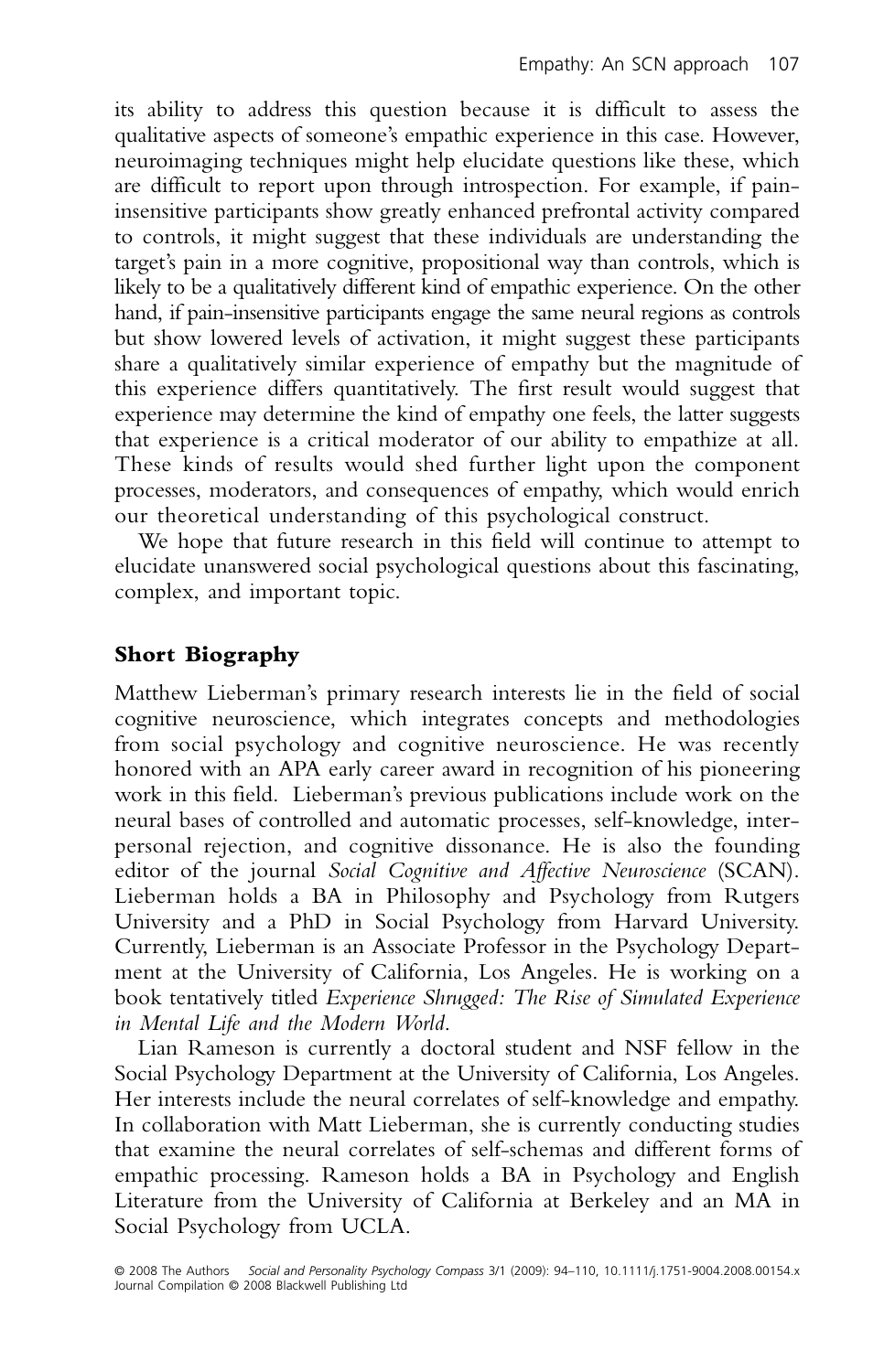its ability to address this question because it is difficult to assess the qualitative aspects of someone's empathic experience in this case. However, neuroimaging techniques might help elucidate questions like these, which are difficult to report upon through introspection. For example, if pain-insensitive participants show greatly enhanced prefrontal activity compared to controls, it might suggest that these individuals are understanding the target's pain in a more cognitive, propositional way than controls, which is likely to be a qualitatively different kind of empathic experience. On the other hand, if pain-insensitive participants engage the same neural regions as controls but show lowered levels of activation, it might suggest these participants share a qualitatively similar experience of empathy but the magnitude of this experience differs quantitatively. The first result would suggest that experience may determine the kind of empathy one feels, the latter suggests that experience is a critical moderator of our ability to empathize at all. These kinds of results would shed further light upon the component processes, moderators, and consequences of empathy, which would enrich our theoretical understanding of this psychological construct.

We hope that future research in this field will continue to attempt to elucidate unanswered social psychological questions about this fascinating, complex, and important topic.

## Short Biography

Matthew Lieberman's primary research interests lie in the field of social cognitive neuroscience, which integrates concepts and methodologies from social psychology and cognitive neuroscience. He was recently honored with an APA early career award in recognition of his pioneering work in this field. Lieberman's previous publications include work on the neural bases of controlled and automatic processes, self-knowledge, interpersonal rejection, and cognitive dissonance. He is also the founding editor of the journal *Social Cognitive and Affective Neuroscience* (SCAN). Lieberman holds a BA in Philosophy and Psychology from Rutgers University and a PhD in Social Psychology from Harvard University. Currently, Lieberman is an Associate Professor in the Psychology Department at the University of California, Los Angeles. He is working on a book tentatively titled *Experience Shrugged: The Rise of Simulated Experience in Mental Life and the Modern World*.

Lian Rameson is currently a doctoral student and NSF fellow in the Social Psychology Department at the University of California, Los Angeles. Her interests include the neural correlates of self-knowledge and empathy. In collaboration with Matt Lieberman, she is currently conducting studies that examine the neural correlates of self-schemas and different forms of empathic processing. Rameson holds a BA in Psychology and English Literature from the University of California at Berkeley and an MA in Social Psychology from UCLA.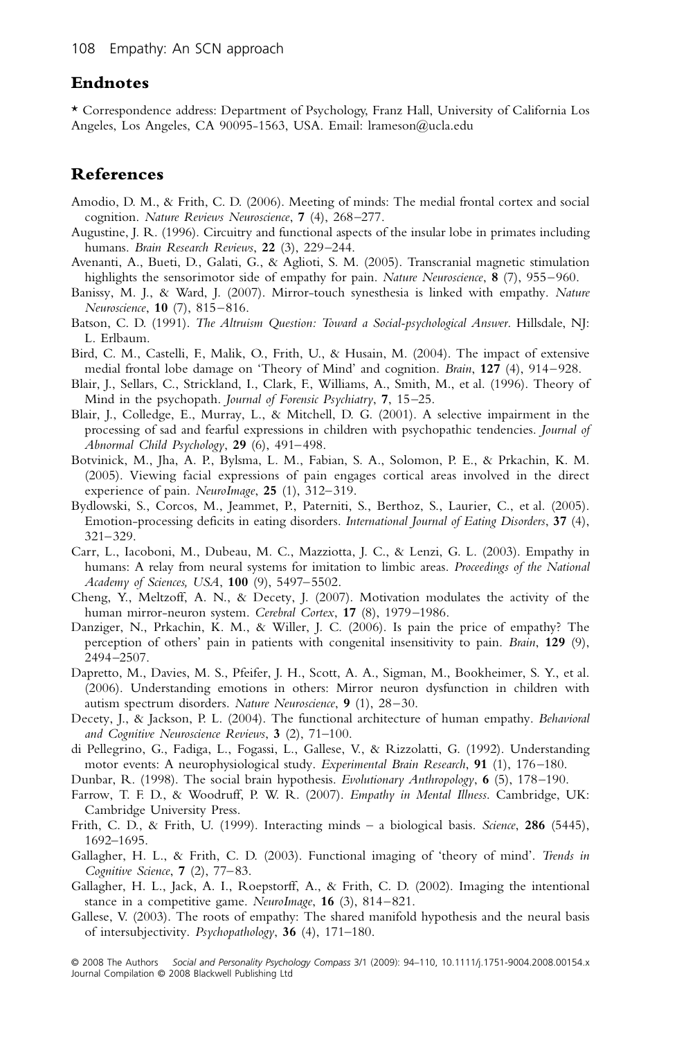## Endnotes

* Correspondence address: Department of Psychology, Franz Hall, University of California Los Angeles, Los Angeles, CA 90095-1563, USA. Email: lrameson@ucla.edu

## References

Amodio, D. M., & Frith, C. D. (2006). Meeting of minds: The medial frontal cortex and social cognition. *Nature Reviews Neuroscience*, **7** (4), 268–277.

Augustine, J. R. (1996). Circuitry and functional aspects of the insular lobe in primates including humans. *Brain Research Reviews*, **22** (3), 229–244.

Avenanti, A., Bueti, D., Galati, G., & Aglioti, S. M. (2005). Transcranial magnetic stimulation highlights the sensorimotor side of empathy for pain. *Nature Neuroscience*, **8** (7), 955–960.

Banissy, M. J., & Ward, J. (2007). Mirror-touch synesthesia is linked with empathy. *Nature Neuroscience*, **10** (7), 815–816.

Batson, C. D. (1991). *The Altruism Question: Toward a Social-psychological Answer*. Hillsdale, NJ: L. Erlbaum.

Bird, C. M., Castelli, F., Malik, O., Frith, U., & Husain, M. (2004). The impact of extensive medial frontal lobe damage on 'Theory of Mind' and cognition. *Brain*, **127** (4), 914–928.

Blair, J., Sellars, C., Strickland, I., Clark, F., Williams, A., Smith, M., et al. (1996). Theory of Mind in the psychopath. *Journal of Forensic Psychiatry*, **7**, 15–25.

Blair, J., Colledge, E., Murray, L., & Mitchell, D. G. (2001). A selective impairment in the processing of sad and fearful expressions in children with psychopathic tendencies. *Journal of Abnormal Child Psychology*, **29** (6), 491–498.

Botvinick, M., Jha, A. P., Bylsma, L. M., Fabian, S. A., Solomon, P. E., & Prkachin, K. M. (2005). Viewing facial expressions of pain engages cortical areas involved in the direct experience of pain. *NeuroImage*, **25** (1), 312–319.

Bydlowski, S., Corcos, M., Jeammet, P., Paterniti, S., Berthoz, S., Laurier, C., et al. (2005). Emotion-processing deficits in eating disorders. *International Journal of Eating Disorders*, **37** (4), 321–329.

Carr, L., Iacoboni, M., Dubeau, M. C., Mazziotta, J. C., & Lenzi, G. L. (2003). Empathy in humans: A relay from neural systems for imitation to limbic areas. *Proceedings of the National Academy of Sciences, USA*, **100** (9), 5497–5502.

Cheng, Y., Meltzoff, A. N., & Decety, J. (2007). Motivation modulates the activity of the human mirror-neuron system. *Cerebral Cortex*, **17** (8), 1979–1986.

Danziger, N., Prkachin, K. M., & Willer, J. C. (2006). Is pain the price of empathy? The perception of others' pain in patients with congenital insensitivity to pain. *Brain*, **129** (9), 2494–2507.

Dapretto, M., Davies, M. S., Pfeifer, J. H., Scott, A. A., Sigman, M., Bookheimer, S. Y., et al. (2006). Understanding emotions in others: Mirror neuron dysfunction in children with autism spectrum disorders. *Nature Neuroscience*, **9** (1), 28–30.

Decety, J., & Jackson, P. L. (2004). The functional architecture of human empathy. *Behavioral and Cognitive Neuroscience Reviews*, **3** (2), 71–100.

di Pellegrino, G., Fadiga, L., Fogassi, L., Gallese, V., & Rizzolatti, G. (1992). Understanding motor events: A neurophysiological study. *Experimental Brain Research*, **91** (1), 176–180.

Dunbar, R. (1998). The social brain hypothesis. *Evolutionary Anthropology*, **6** (5), 178–190.

Farrow, T. F. D., & Woodruff, P. W. R. (2007). *Empathy in Mental Illness*. Cambridge, UK: Cambridge University Press.

Frith, C. D., & Frith, U. (1999). Interacting minds – a biological basis. *Science*, **286** (5445), 1692–1695.

Gallagher, H. L., & Frith, C. D. (2003). Functional imaging of 'theory of mind'. *Trends in Cognitive Science*, **7** (2), 77–83.

Gallagher, H. L., Jack, A. I., Roepstorff, A., & Frith, C. D. (2002). Imaging the intentional stance in a competitive game. *NeuroImage*, **16** (3), 814–821.

Gallese, V. (2003). The roots of empathy: The shared manifold hypothesis and the neural basis of intersubjectivity. *Psychopathology*, **36** (4), 171–180.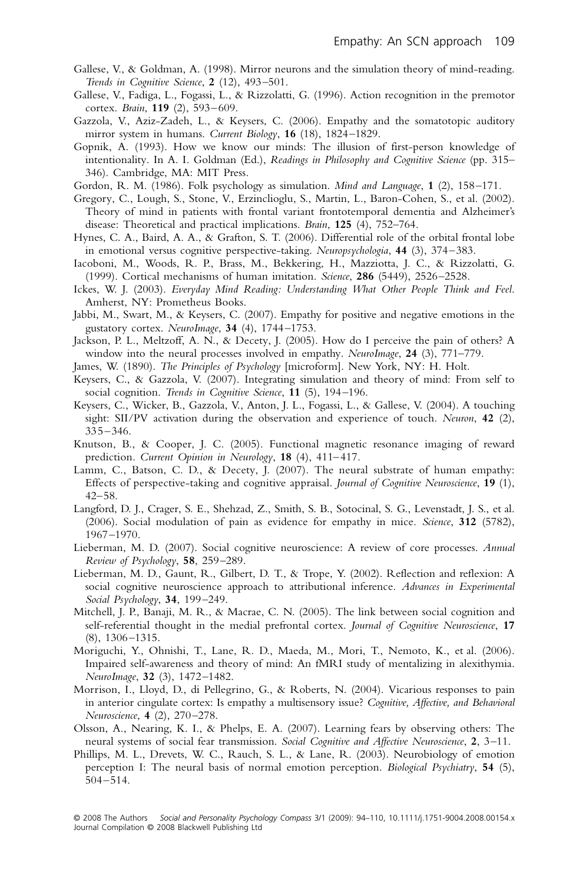Gallese, V., & Goldman, A. (1998). Mirror neurons and the simulation theory of mind-reading. *Trends in Cognitive Science*, **2** (12), 493–501.

Gallese, V., Fadiga, L., Fogassi, L., & Rizzolatti, G. (1996). Action recognition in the premotor cortex. *Brain*, **119** (2), 593–609.

Gazzola, V., Aziz-Zadeh, L., & Keysers, C. (2006). Empathy and the somatotopic auditory mirror system in humans. *Current Biology*, **16** (18), 1824–1829.

Gopnik, A. (1993). How we know our minds: The illusion of first-person knowledge of intentionality. In A. I. Goldman (Ed.), *Readings in Philosophy and Cognitive Science* (pp. 315–346). Cambridge, MA: MIT Press.

Gordon, R. M. (1986). Folk psychology as simulation. *Mind and Language*, **1** (2), 158–171.

Gregory, C., Lough, S., Stone, V., Erzinclioglu, S., Martin, L., Baron-Cohen, S., et al. (2002). Theory of mind in patients with frontal variant frontotemporal dementia and Alzheimer's disease: Theoretical and practical implications. *Brain*, **125** (4), 752–764.

Hynes, C. A., Baird, A. A., & Grafton, S. T. (2006). Differential role of the orbital frontal lobe in emotional versus cognitive perspective-taking. *Neuropsychologia*, **44** (3), 374–383.

Iacoboni, M., Woods, R. P., Brass, M., Bekkering, H., Mazziotta, J. C., & Rizzolatti, G. (1999). Cortical mechanisms of human imitation. *Science*, **286** (5449), 2526–2528.

Ickes, W. J. (2003). *Everyday Mind Reading: Understanding What Other People Think and Feel*. Amherst, NY: Prometheus Books.

Jabbi, M., Swart, M., & Keysers, C. (2007). Empathy for positive and negative emotions in the gustatory cortex. *NeuroImage*, **34** (4), 1744–1753.

Jackson, P. L., Meltzoff, A. N., & Decety, J. (2005). How do I perceive the pain of others? A window into the neural processes involved in empathy. *NeuroImage*, **24** (3), 771–779.

James, W. (1890). *The Principles of Psychology* [microform]. New York, NY: H. Holt.

Keysers, C., & Gazzola, V. (2007). Integrating simulation and theory of mind: From self to social cognition. *Trends in Cognitive Science*, **11** (5), 194–196.

Keysers, C., Wicker, B., Gazzola, V., Anton, J. L., Fogassi, L., & Gallese, V. (2004). A touching sight: SII/PV activation during the observation and experience of touch. *Neuron*, **42** (2), 335–346.

Knutson, B., & Cooper, J. C. (2005). Functional magnetic resonance imaging of reward prediction. *Current Opinion in Neurology*, **18** (4), 411–417.

Lamm, C., Batson, C. D., & Decety, J. (2007). The neural substrate of human empathy: Effects of perspective-taking and cognitive appraisal. *Journal of Cognitive Neuroscience*, **19** (1), 42–58.

Langford, D. J., Crager, S. E., Shehzad, Z., Smith, S. B., Sotocinal, S. G., Levenstadt, J. S., et al. (2006). Social modulation of pain as evidence for empathy in mice. *Science*, **312** (5782), 1967–1970.

Lieberman, M. D. (2007). Social cognitive neuroscience: A review of core processes. *Annual Review of Psychology*, **58**, 259–289.

Lieberman, M. D., Gaunt, R., Gilbert, D. T., & Trope, Y. (2002). Reflection and reflexion: A social cognitive neuroscience approach to attributional inference. *Advances in Experimental Social Psychology*, **34**, 199–249.

Mitchell, J. P., Banaji, M. R., & Macrae, C. N. (2005). The link between social cognition and self-referential thought in the medial prefrontal cortex. *Journal of Cognitive Neuroscience*, **17** (8), 1306–1315.

Moriguchi, Y., Ohnishi, T., Lane, R. D., Maeda, M., Mori, T., Nemoto, K., et al. (2006). Impaired self-awareness and theory of mind: An fMRI study of mentalizing in alexithymia. *NeuroImage*, **32** (3), 1472–1482.

Morrison, I., Lloyd, D., di Pellegrino, G., & Roberts, N. (2004). Vicarious responses to pain in anterior cingulate cortex: Is empathy a multisensory issue? *Cognitive, Affective, and Behavioral Neuroscience*, **4** (2), 270–278.

Olsson, A., Nearing, K. I., & Phelps, E. A. (2007). Learning fears by observing others: The neural systems of social fear transmission. *Social Cognitive and Affective Neuroscience*, **2**, 3–11.

Phillips, M. L., Drevets, W. C., Rauch, S. L., & Lane, R. (2003). Neurobiology of emotion perception I: The neural basis of normal emotion perception. *Biological Psychiatry*, **54** (5), 504–514.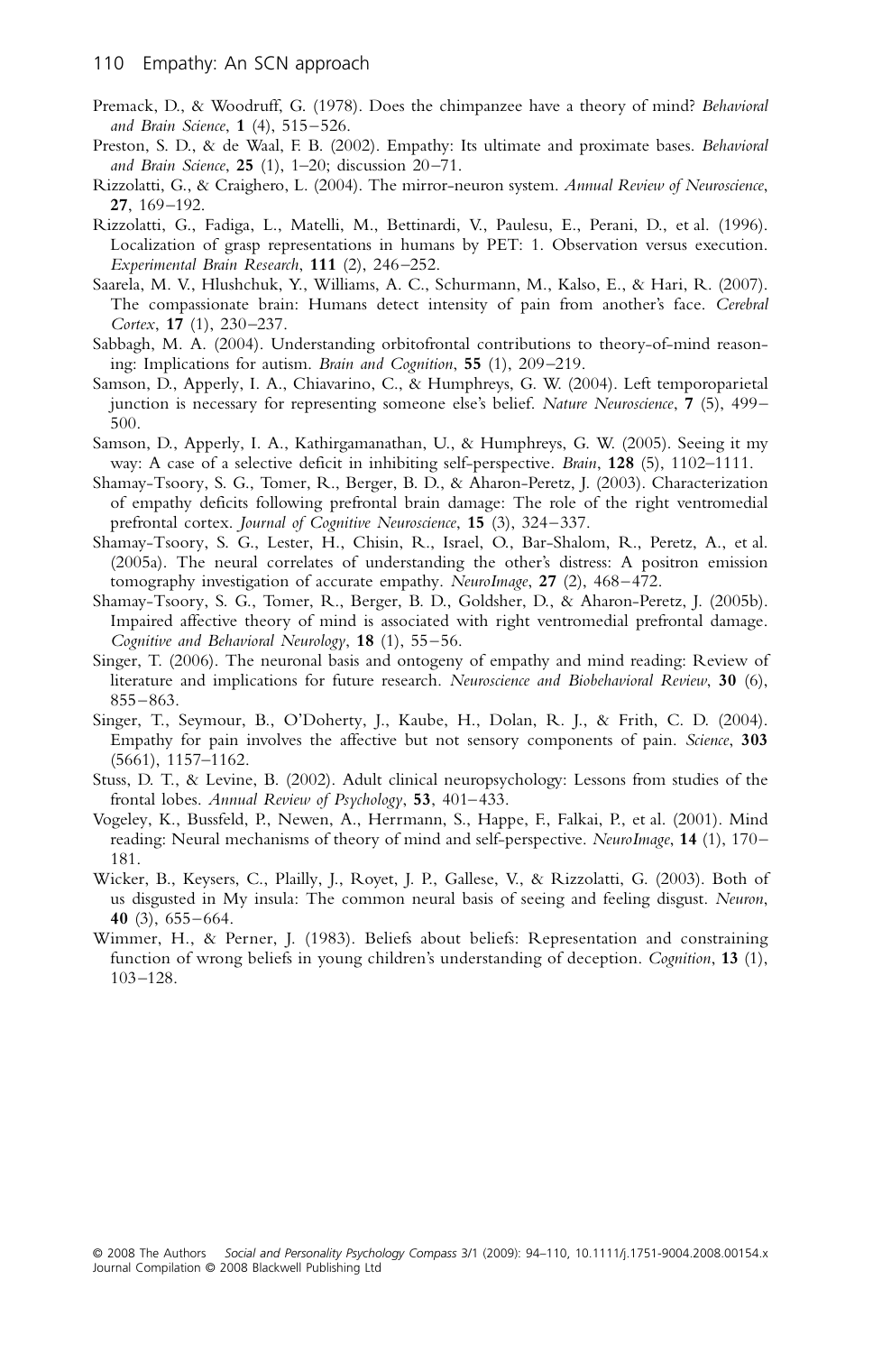Premack, D., & Woodruff, G. (1978). Does the chimpanzee have a theory of mind? *Behavioral and Brain Science*, **1** (4), 515–526.

Preston, S. D., & de Waal, F. B. (2002). Empathy: Its ultimate and proximate bases. *Behavioral and Brain Science*, **25** (1), 1–20; discussion 20–71.

Rizzolatti, G., & Craighero, L. (2004). The mirror-neuron system. *Annual Review of Neuroscience*, **27**, 169–192.

Rizzolatti, G., Fadiga, L., Matelli, M., Bettinardi, V., Paulesu, E., Perani, D., et al. (1996). Localization of grasp representations in humans by PET: 1. Observation versus execution. *Experimental Brain Research*, **111** (2), 246–252.

Saarela, M. V., Hlushchuk, Y., Williams, A. C., Schurmann, M., Kalso, E., & Hari, R. (2007). The compassionate brain: Humans detect intensity of pain from another's face. *Cerebral Cortex*, **17** (1), 230–237.

Sabbagh, M. A. (2004). Understanding orbitofrontal contributions to theory-of-mind reasoning: Implications for autism. *Brain and Cognition*, **55** (1), 209–219.

Samson, D., Apperly, I. A., Chiavarino, C., & Humphreys, G. W. (2004). Left temporoparietal junction is necessary for representing someone else's belief. *Nature Neuroscience*, **7** (5), 499–500.

Samson, D., Apperly, I. A., Kathirgamanathan, U., & Humphreys, G. W. (2005). Seeing it my way: A case of a selective deficit in inhibiting self-perspective. *Brain*, **128** (5), 1102–1111.

Shamay-Tsoory, S. G., Tomer, R., Berger, B. D., & Aharon-Peretz, J. (2003). Characterization of empathy deficits following prefrontal brain damage: The role of the right ventromedial prefrontal cortex. *Journal of Cognitive Neuroscience*, **15** (3), 324–337.

Shamay-Tsoory, S. G., Lester, H., Chisin, R., Israel, O., Bar-Shalom, R., Peretz, A., et al. (2005a). The neural correlates of understanding the other's distress: A positron emission tomography investigation of accurate empathy. *NeuroImage*, **27** (2), 468–472.

Shamay-Tsoory, S. G., Tomer, R., Berger, B. D., Goldsher, D., & Aharon-Peretz, J. (2005b). Impaired affective theory of mind is associated with right ventromedial prefrontal damage. *Cognitive and Behavioral Neurology*, **18** (1), 55–56.

Singer, T. (2006). The neuronal basis and ontogeny of empathy and mind reading: Review of literature and implications for future research. *Neuroscience and Biobehavioral Review*, **30** (6), 855–863.

Singer, T., Seymour, B., O'Doherty, J., Kaube, H., Dolan, R. J., & Frith, C. D. (2004). Empathy for pain involves the affective but not sensory components of pain. *Science*, **303** (5661), 1157–1162.

Stuss, D. T., & Levine, B. (2002). Adult clinical neuropsychology: Lessons from studies of the frontal lobes. *Annual Review of Psychology*, **53**, 401–433.

Vogeley, K., Bussfeld, P., Newen, A., Herrmann, S., Happe, F., Falkai, P., et al. (2001). Mind reading: Neural mechanisms of theory of mind and self-perspective. *NeuroImage*, **14** (1), 170–181.

Wicker, B., Keysers, C., Plailly, J., Royet, J. P., Gallese, V., & Rizzolatti, G. (2003). Both of us disgusted in My insula: The common neural basis of seeing and feeling disgust. *Neuron*, **40** (3), 655–664.

Wimmer, H., & Perner, J. (1983). Beliefs about beliefs: Representation and constraining function of wrong beliefs in young children's understanding of deception. *Cognition*, **13** (1), 103–128.